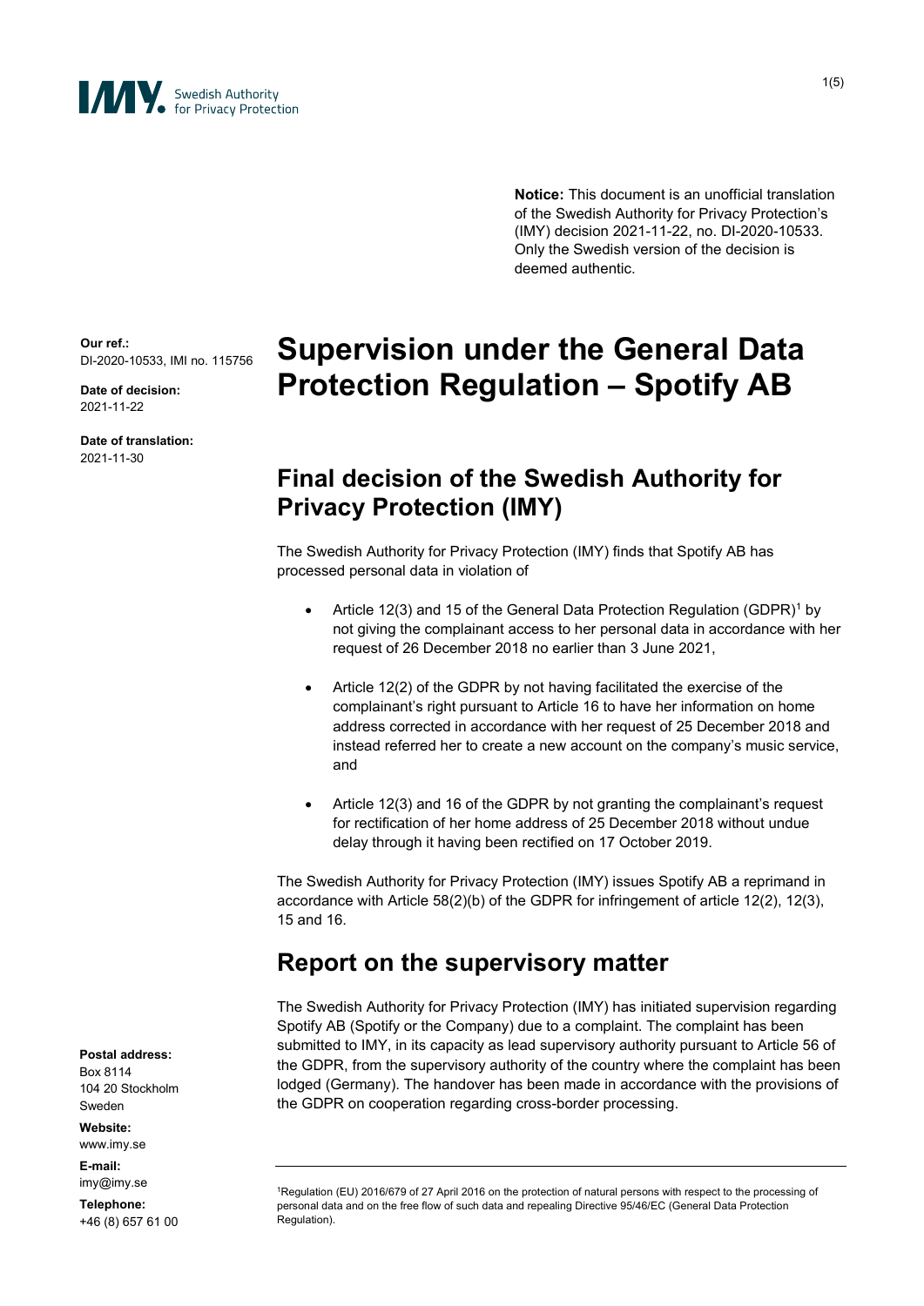Swedish Authority for Privacy Protection

**Notice:** This document is an unofficial translation of the Swedish Authority for Privacy Protection's (IMY) decision 2021-11-22, no. DI-2020-10533. Only the Swedish version of the decision is deemed authentic.

**Our ref.:**
DI-2020-10533, IMI no. 115756

**Date of decision:**
2021-11-22

**Date of translation:**
2021-11-30

# Supervision under the General Data Protection Regulation – Spotify AB

## Final decision of the Swedish Authority for Privacy Protection (IMY)

The Swedish Authority for Privacy Protection (IMY) finds that Spotify AB has processed personal data in violation of

- Article 12(3) and 15 of the General Data Protection Regulation (GDPR)[1] by not giving the complainant access to her personal data in accordance with her request of 26 December 2018 no earlier than 3 June 2021,
- Article 12(2) of the GDPR by not having facilitated the exercise of the complainant's right pursuant to Article 16 to have her information on home address corrected in accordance with her request of 25 December 2018 and instead referred her to create a new account on the company's music service, and
- Article 12(3) and 16 of the GDPR by not granting the complainant's request for rectification of her home address of 25 December 2018 without undue delay through it having been rectified on 17 October 2019.

The Swedish Authority for Privacy Protection (IMY) issues Spotify AB a reprimand in accordance with Article 58(2)(b) of the GDPR for infringement of article 12(2), 12(3), 15 and 16.

## Report on the supervisory matter

The Swedish Authority for Privacy Protection (IMY) has initiated supervision regarding Spotify AB (Spotify or the Company) due to a complaint. The complaint has been submitted to IMY, in its capacity as lead supervisory authority pursuant to Article 56 of the GDPR, from the supervisory authority of the country where the complaint has been lodged (Germany). The handover has been made in accordance with the provisions of the GDPR on cooperation regarding cross-border processing.

[1] Regulation (EU) 2016/679 of 27 April 2016 on the protection of natural persons with respect to the processing of personal data and on the free flow of such data and repealing Directive 95/46/EC (General Data Protection Regulation).

**Postal address:**
Box 8114
104 20 Stockholm
Sweden

**Website:**
www.imy.se

**E-mail:**
imy@imy.se

**Telephone:**
+46 (8) 657 61 00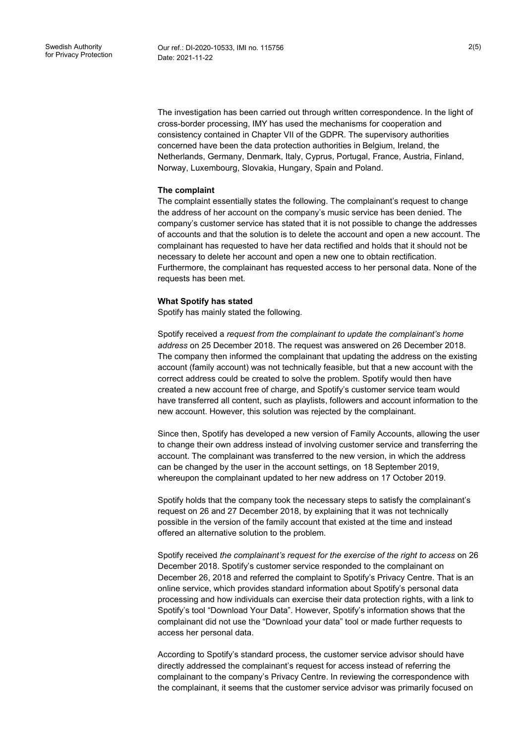The investigation has been carried out through written correspondence. In the light of cross-border processing, IMY has used the mechanisms for cooperation and consistency contained in Chapter VII of the GDPR. The supervisory authorities concerned have been the data protection authorities in Belgium, Ireland, the Netherlands, Germany, Denmark, Italy, Cyprus, Portugal, France, Austria, Finland, Norway, Luxembourg, Slovakia, Hungary, Spain and Poland.

**The complaint**

The complaint essentially states the following. The complainant's request to change the address of her account on the company's music service has been denied. The company's customer service has stated that it is not possible to change the addresses of accounts and that the solution is to delete the account and open a new account. The complainant has requested to have her data rectified and holds that it should not be necessary to delete her account and open a new one to obtain rectification. Furthermore, the complainant has requested access to her personal data. None of the requests has been met.

**What Spotify has stated**

Spotify has mainly stated the following.

Spotify received a *request from the complainant to update the complainant's home address* on 25 December 2018. The request was answered on 26 December 2018. The company then informed the complainant that updating the address on the existing account (family account) was not technically feasible, but that a new account with the correct address could be created to solve the problem. Spotify would then have created a new account free of charge, and Spotify's customer service team would have transferred all content, such as playlists, followers and account information to the new account. However, this solution was rejected by the complainant.

Since then, Spotify has developed a new version of Family Accounts, allowing the user to change their own address instead of involving customer service and transferring the account. The complainant was transferred to the new version, in which the address can be changed by the user in the account settings, on 18 September 2019, whereupon the complainant updated to her new address on 17 October 2019.

Spotify holds that the company took the necessary steps to satisfy the complainant's request on 26 and 27 December 2018, by explaining that it was not technically possible in the version of the family account that existed at the time and instead offered an alternative solution to the problem.

Spotify received *the complainant's request for the exercise of the right to access* on 26 December 2018. Spotify's customer service responded to the complainant on December 26, 2018 and referred the complaint to Spotify's Privacy Centre. That is an online service, which provides standard information about Spotify's personal data processing and how individuals can exercise their data protection rights, with a link to Spotify's tool "Download Your Data". However, Spotify's information shows that the complainant did not use the "Download your data" tool or made further requests to access her personal data.

According to Spotify's standard process, the customer service advisor should have directly addressed the complainant's request for access instead of referring the complainant to the company's Privacy Centre. In reviewing the correspondence with the complainant, it seems that the customer service advisor was primarily focused on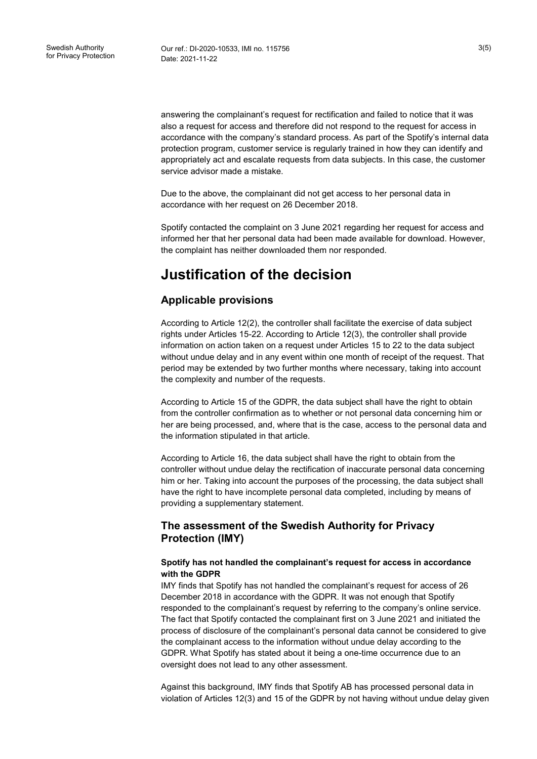answering the complainant's request for rectification and failed to notice that it was also a request for access and therefore did not respond to the request for access in accordance with the company's standard process. As part of the Spotify's internal data protection program, customer service is regularly trained in how they can identify and appropriately act and escalate requests from data subjects. In this case, the customer service advisor made a mistake.

Due to the above, the complainant did not get access to her personal data in accordance with her request on 26 December 2018.

Spotify contacted the complaint on 3 June 2021 regarding her request for access and informed her that her personal data had been made available for download. However, the complaint has neither downloaded them nor responded.

# Justification of the decision

## Applicable provisions

According to Article 12(2), the controller shall facilitate the exercise of data subject rights under Articles 15-22. According to Article 12(3), the controller shall provide information on action taken on a request under Articles 15 to 22 to the data subject without undue delay and in any event within one month of receipt of the request. That period may be extended by two further months where necessary, taking into account the complexity and number of the requests.

According to Article 15 of the GDPR, the data subject shall have the right to obtain from the controller confirmation as to whether or not personal data concerning him or her are being processed, and, where that is the case, access to the personal data and the information stipulated in that article.

According to Article 16, the data subject shall have the right to obtain from the controller without undue delay the rectification of inaccurate personal data concerning him or her. Taking into account the purposes of the processing, the data subject shall have the right to have incomplete personal data completed, including by means of providing a supplementary statement.

## The assessment of the Swedish Authority for Privacy Protection (IMY)

**Spotify has not handled the complainant's request for access in accordance with the GDPR**

IMY finds that Spotify has not handled the complainant's request for access of 26 December 2018 in accordance with the GDPR. It was not enough that Spotify responded to the complainant's request by referring to the company's online service. The fact that Spotify contacted the complainant first on 3 June 2021 and initiated the process of disclosure of the complainant's personal data cannot be considered to give the complainant access to the information without undue delay according to the GDPR. What Spotify has stated about it being a one-time occurrence due to an oversight does not lead to any other assessment.

Against this background, IMY finds that Spotify AB has processed personal data in violation of Articles 12(3) and 15 of the GDPR by not having without undue delay given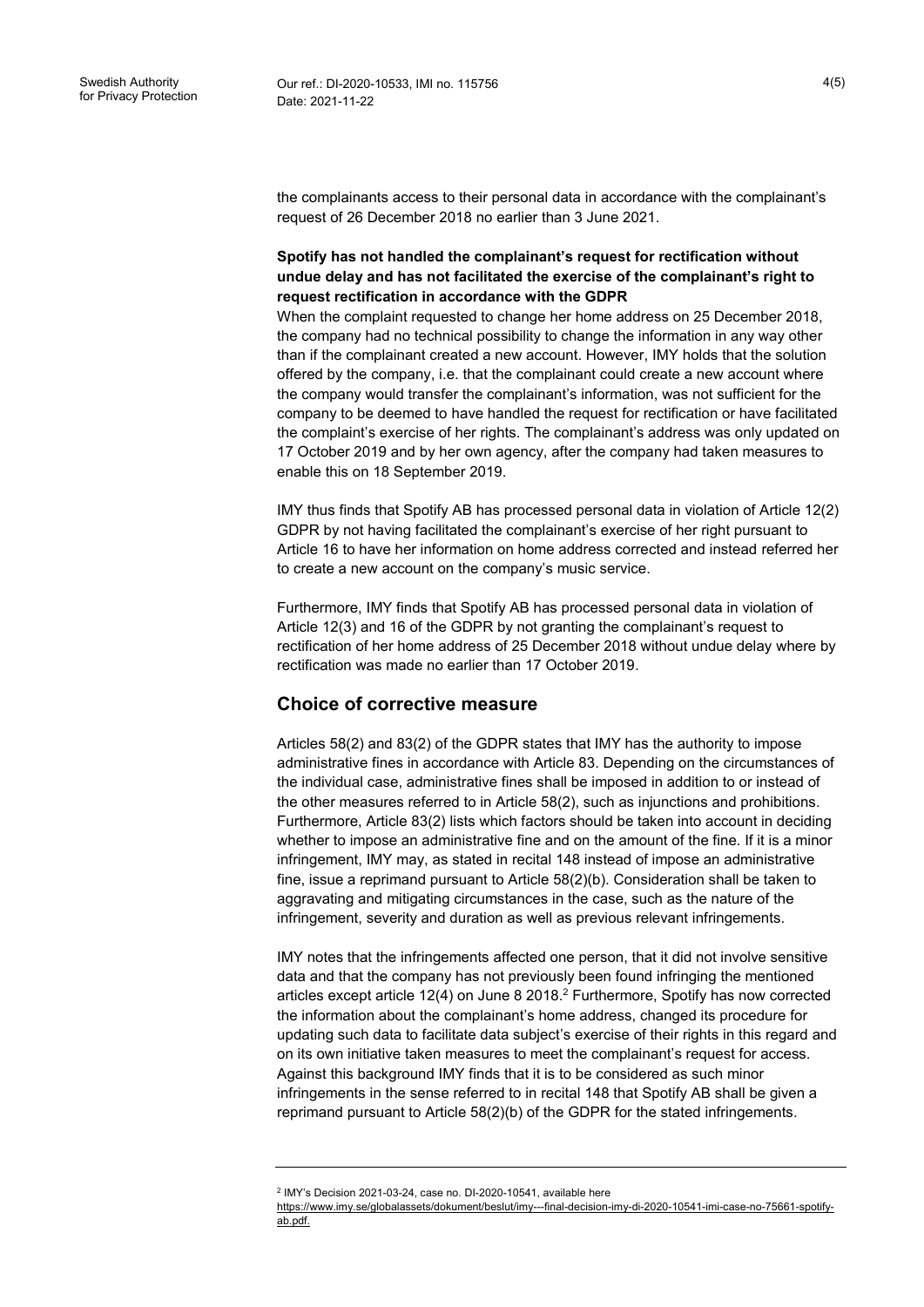the complainants access to their personal data in accordance with the complainant's request of 26 December 2018 no earlier than 3 June 2021.

**Spotify has not handled the complainant's request for rectification without undue delay and has not facilitated the exercise of the complainant's right to request rectification in accordance with the GDPR**

When the complaint requested to change her home address on 25 December 2018, the company had no technical possibility to change the information in any way other than if the complainant created a new account. However, IMY holds that the solution offered by the company, i.e. that the complainant could create a new account where the company would transfer the complainant's information, was not sufficient for the company to be deemed to have handled the request for rectification or have facilitated the complaint's exercise of her rights. The complainant's address was only updated on 17 October 2019 and by her own agency, after the company had taken measures to enable this on 18 September 2019.

IMY thus finds that Spotify AB has processed personal data in violation of Article 12(2) GDPR by not having facilitated the complainant's exercise of her right pursuant to Article 16 to have her information on home address corrected and instead referred her to create a new account on the company's music service.

Furthermore, IMY finds that Spotify AB has processed personal data in violation of Article 12(3) and 16 of the GDPR by not granting the complainant's request to rectification of her home address of 25 December 2018 without undue delay where by rectification was made no earlier than 17 October 2019.

## Choice of corrective measure

Articles 58(2) and 83(2) of the GDPR states that IMY has the authority to impose administrative fines in accordance with Article 83. Depending on the circumstances of the individual case, administrative fines shall be imposed in addition to or instead of the other measures referred to in Article 58(2), such as injunctions and prohibitions. Furthermore, Article 83(2) lists which factors should be taken into account in deciding whether to impose an administrative fine and on the amount of the fine. If it is a minor infringement, IMY may, as stated in recital 148 instead of impose an administrative fine, issue a reprimand pursuant to Article 58(2)(b). Consideration shall be taken to aggravating and mitigating circumstances in the case, such as the nature of the infringement, severity and duration as well as previous relevant infringements.

IMY notes that the infringements affected one person, that it did not involve sensitive data and that the company has not previously been found infringing the mentioned articles except article 12(4) on June 8 2018.[2] Furthermore, Spotify has now corrected the information about the complainant's home address, changed its procedure for updating such data to facilitate data subject's exercise of their rights in this regard and on its own initiative taken measures to meet the complainant's request for access. Against this background IMY finds that it is to be considered as such minor infringements in the sense referred to in recital 148 that Spotify AB shall be given a reprimand pursuant to Article 58(2)(b) of the GDPR for the stated infringements.

---

[2] IMY's Decision 2021-03-24, case no. DI-2020-10541, available here https://www.imy.se/globalassets/dokument/beslut/imy---final-decision-imy-di-2020-10541-imi-case-no-75661-spotify-ab.pdf.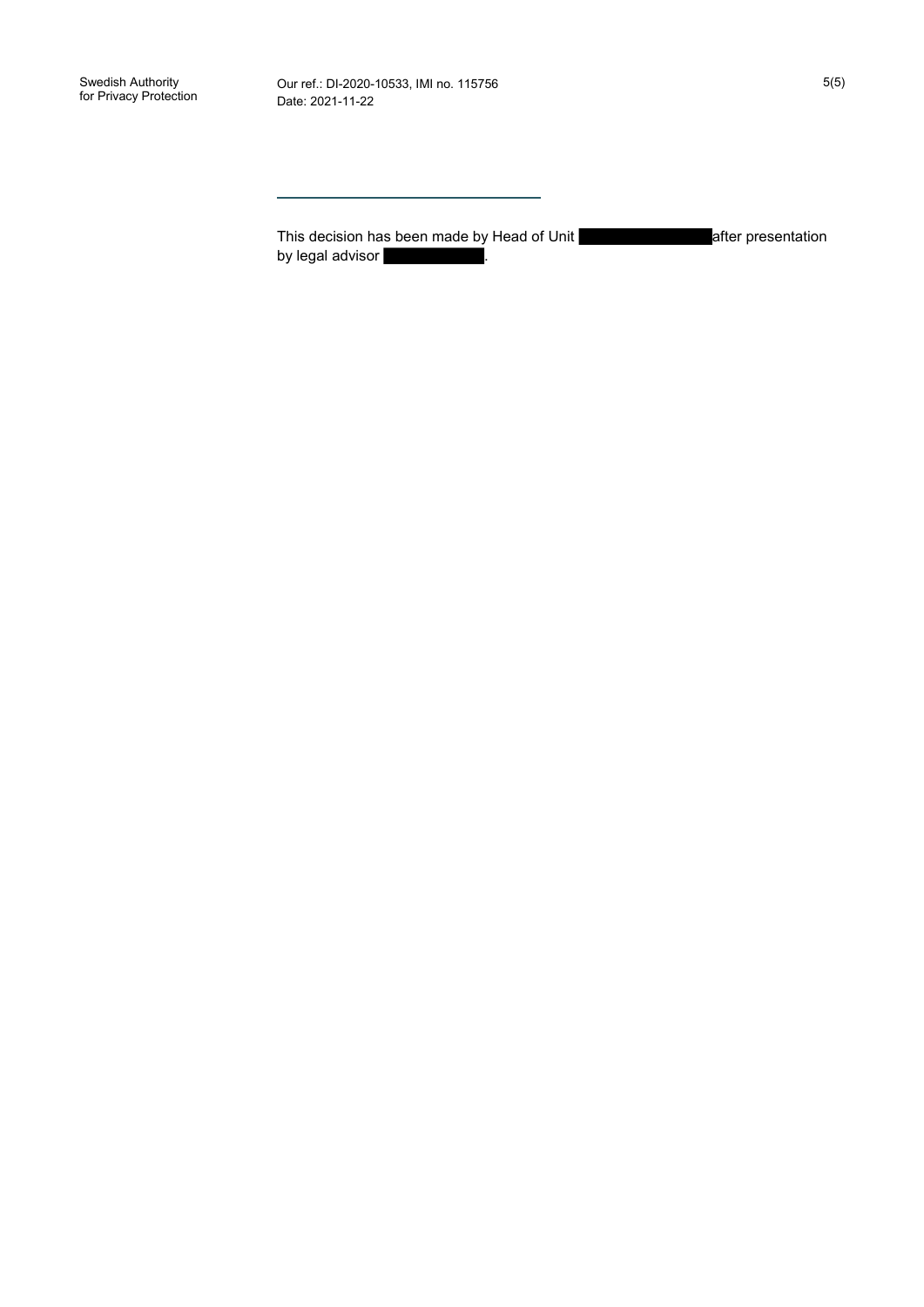---

This decision has been made by Head of Unit ██████████ after presentation by legal advisor ████████.